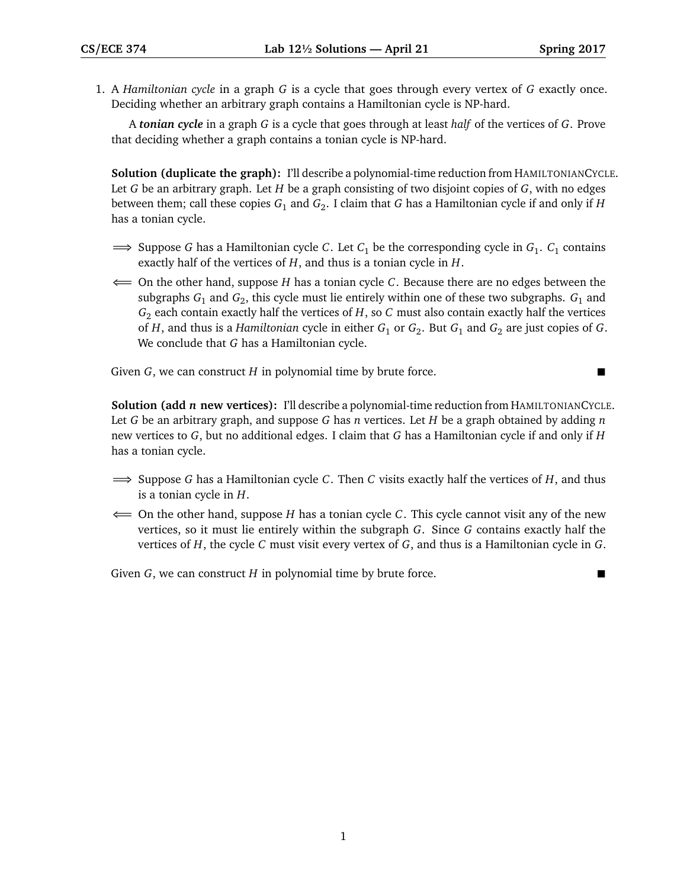1. A *Hamiltonian cycle* in a graph $G$ is a cycle that goes through every vertex of $G$ exactly once. Deciding whether an arbitrary graph contains a Hamiltonian cycle is NP-hard.

   A ***tonian cycle*** in a graph $G$ is a cycle that goes through at least *half* of the vertices of $G$. Prove that deciding whether a graph contains a tonian cycle is NP-hard.

   **Solution (duplicate the graph):** I'll describe a polynomial-time reduction from HAMILTONIANCYCLE. Let $G$ be an arbitrary graph. Let $H$ be a graph consisting of two disjoint copies of $G$, with no edges between them; call these copies $G_1$ and $G_2$. I claim that $G$ has a Hamiltonian cycle if and only if $H$ has a tonian cycle.

   - $\Longrightarrow$ Suppose $G$ has a Hamiltonian cycle $C$. Let $C_1$ be the corresponding cycle in $G_1$. $C_1$ contains exactly half of the vertices of $H$, and thus is a tonian cycle in $H$.
   - $\Longleftarrow$ On the other hand, suppose $H$ has a tonian cycle $C$. Because there are no edges between the subgraphs $G_1$ and $G_2$, this cycle must lie entirely within one of these two subgraphs. $G_1$ and $G_2$ each contain exactly half the vertices of $H$, so $C$ must also contain exactly half the vertices of $H$, and thus is a *Hamiltonian* cycle in either $G_1$ or $G_2$. But $G_1$ and $G_2$ are just copies of $G$. We conclude that $G$ has a Hamiltonian cycle.

   Given $G$, we can construct $H$ in polynomial time by brute force. ■

   **Solution (add $n$ new vertices):** I'll describe a polynomial-time reduction from HAMILTONIANCYCLE. Let $G$ be an arbitrary graph, and suppose $G$ has $n$ vertices. Let $H$ be a graph obtained by adding $n$ new vertices to $G$, but no additional edges. I claim that $G$ has a Hamiltonian cycle if and only if $H$ has a tonian cycle.

   - $\Longrightarrow$ Suppose $G$ has a Hamiltonian cycle $C$. Then $C$ visits exactly half the vertices of $H$, and thus is a tonian cycle in $H$.
   - $\Longleftarrow$ On the other hand, suppose $H$ has a tonian cycle $C$. This cycle cannot visit any of the new vertices, so it must lie entirely within the subgraph $G$. Since $G$ contains exactly half the vertices of $H$, the cycle $C$ must visit every vertex of $G$, and thus is a Hamiltonian cycle in $G$.

   Given $G$, we can construct $H$ in polynomial time by brute force. ■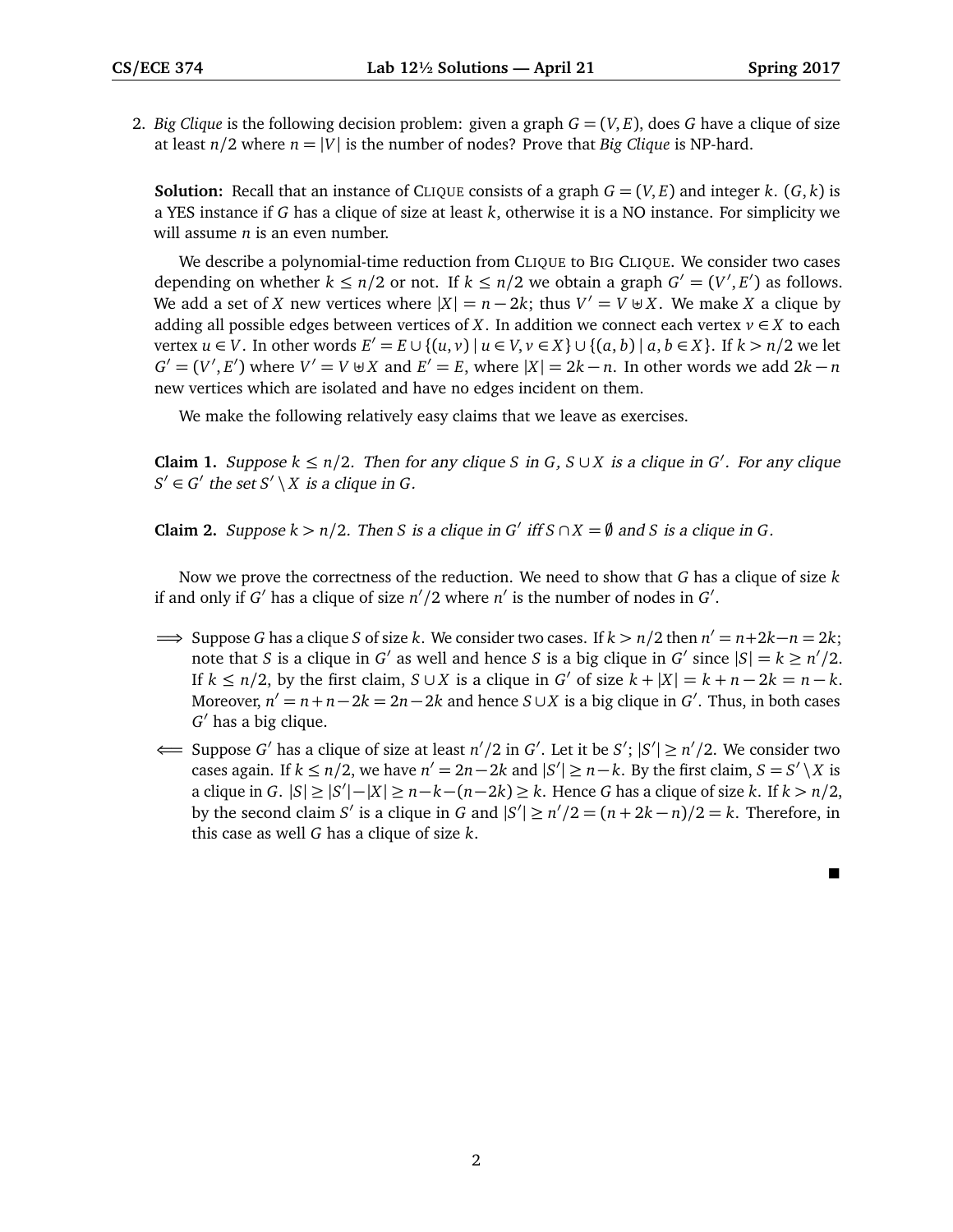2. *Big Clique* is the following decision problem: given a graph $G = (V, E)$, does $G$ have a clique of size at least $n/2$ where $n = |V|$ is the number of nodes? Prove that *Big Clique* is NP-hard.

**Solution:** Recall that an instance of CLIQUE consists of a graph $G = (V, E)$ and integer $k$. $(G, k)$ is a YES instance if $G$ has a clique of size at least $k$, otherwise it is a NO instance. For simplicity we will assume $n$ is an even number.

We describe a polynomial-time reduction from CLIQUE to BIG CLIQUE. We consider two cases depending on whether $k \le n/2$ or not. If $k \le n/2$ we obtain a graph $G' = (V', E')$ as follows. We add a set of $X$ new vertices where $|X| = n - 2k$; thus $V' = V \uplus X$. We make $X$ a clique by adding all possible edges between vertices of $X$. In addition we connect each vertex $v \in X$ to each vertex $u \in V$. In other words $E' = E \cup \{(u, v) \mid u \in V, v \in X\} \cup \{(a, b) \mid a, b \in X\}$. If $k > n/2$ we let $G' = (V', E')$ where $V' = V \uplus X$ and $E' = E$, where $|X| = 2k - n$. In other words we add $2k - n$ new vertices which are isolated and have no edges incident on them.

We make the following relatively easy claims that we leave as exercises.

**Claim 1.** *Suppose $k \le n/2$. Then for any clique $S$ in $G$, $S \cup X$ is a clique in $G'$. For any clique $S' \in G'$ the set $S' \setminus X$ is a clique in $G$.*

**Claim 2.** *Suppose $k > n/2$. Then $S$ is a clique in $G'$ iff $S \cap X = \emptyset$ and $S$ is a clique in $G$.*

Now we prove the correctness of the reduction. We need to show that $G$ has a clique of size $k$ if and only if $G'$ has a clique of size $n'/2$ where $n'$ is the number of nodes in $G'$.

- $\Longrightarrow$ Suppose $G$ has a clique $S$ of size $k$. We consider two cases. If $k > n/2$ then $n' = n + 2k - n = 2k$; note that $S$ is a clique in $G'$ as well and hence $S$ is a big clique in $G'$ since $|S| = k \ge n'/2$. If $k \le n/2$, by the first claim, $S \cup X$ is a clique in $G'$ of size $k + |X| = k + n - 2k = n - k$. Moreover, $n' = n + n - 2k = 2n - 2k$ and hence $S \cup X$ is a big clique in $G'$. Thus, in both cases $G'$ has a big clique.

- $\Longleftarrow$ Suppose $G'$ has a clique of size at least $n'/2$ in $G'$. Let it be $S'$; $|S'| \ge n'/2$. We consider two cases again. If $k \le n/2$, we have $n' = 2n - 2k$ and $|S'| \ge n - k$. By the first claim, $S = S' \setminus X$ is a clique in $G$. $|S| \ge |S'| - |X| \ge n - k - (n - 2k) \ge k$. Hence $G$ has a clique of size $k$. If $k > n/2$, by the second claim $S'$ is a clique in $G$ and $|S'| \ge n'/2 = (n + 2k - n)/2 = k$. Therefore, in this case as well $G$ has a clique of size $k$.

■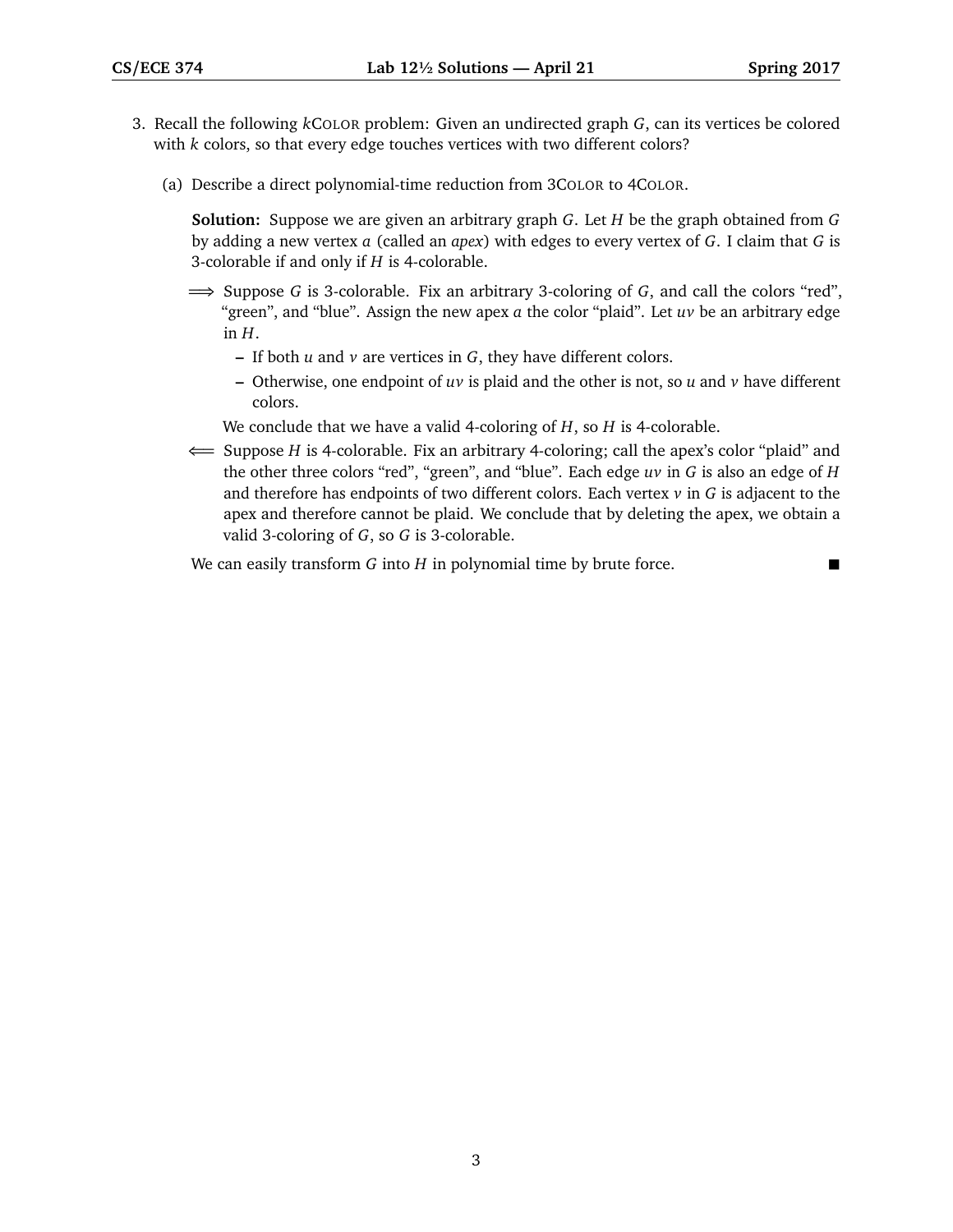3. Recall the following $k$COLOR problem: Given an undirected graph $G$, can its vertices be colored with $k$ colors, so that every edge touches vertices with two different colors?

   (a) Describe a direct polynomial-time reduction from 3COLOR to 4COLOR.

   **Solution:** Suppose we are given an arbitrary graph $G$. Let $H$ be the graph obtained from $G$ by adding a new vertex $a$ (called an *apex*) with edges to every vertex of $G$. I claim that $G$ is 3-colorable if and only if $H$ is 4-colorable.

   $\Longrightarrow$ Suppose $G$ is 3-colorable. Fix an arbitrary 3-coloring of $G$, and call the colors "red", "green", and "blue". Assign the new apex $a$ the color "plaid". Let $uv$ be an arbitrary edge in $H$.

   - If both $u$ and $v$ are vertices in $G$, they have different colors.
   - Otherwise, one endpoint of $uv$ is plaid and the other is not, so $u$ and $v$ have different colors.

   We conclude that we have a valid 4-coloring of $H$, so $H$ is 4-colorable.

   $\Longleftarrow$ Suppose $H$ is 4-colorable. Fix an arbitrary 4-coloring; call the apex's color "plaid" and the other three colors "red", "green", and "blue". Each edge $uv$ in $G$ is also an edge of $H$ and therefore has endpoints of two different colors. Each vertex $v$ in $G$ is adjacent to the apex and therefore cannot be plaid. We conclude that by deleting the apex, we obtain a valid 3-coloring of $G$, so $G$ is 3-colorable.

   We can easily transform $G$ into $H$ in polynomial time by brute force. ■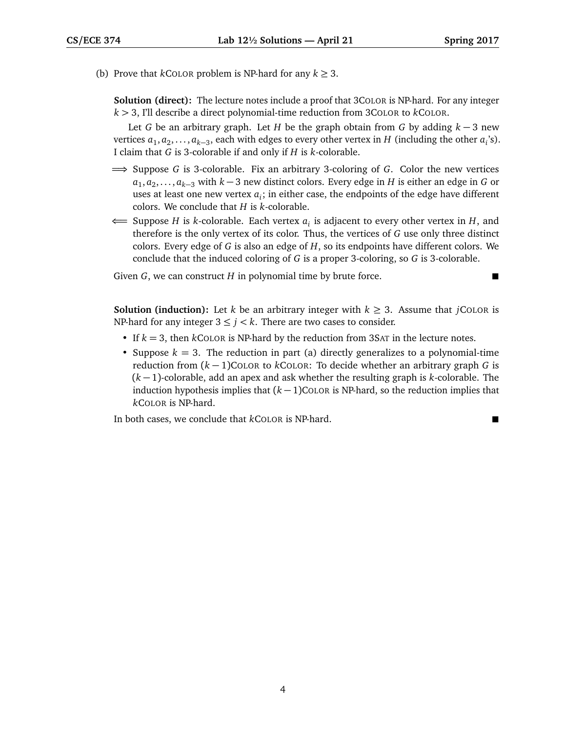(b) Prove that $k$Color problem is NP-hard for any $k \geq 3$.

**Solution (direct):** The lecture notes include a proof that 3Color is NP-hard. For any integer $k > 3$, I'll describe a direct polynomial-time reduction from 3Color to $k$Color.

Let $G$ be an arbitrary graph. Let $H$ be the graph obtain from $G$ by adding $k-3$ new vertices $a_1, a_2, \ldots, a_{k-3}$, each with edges to every other vertex in $H$ (including the other $a_i$'s). I claim that $G$ is 3-colorable if and only if $H$ is $k$-colorable.

$\Longrightarrow$ Suppose $G$ is 3-colorable. Fix an arbitrary 3-coloring of $G$. Color the new vertices $a_1, a_2, \ldots, a_{k-3}$ with $k-3$ new distinct colors. Every edge in $H$ is either an edge in $G$ or uses at least one new vertex $a_i$; in either case, the endpoints of the edge have different colors. We conclude that $H$ is $k$-colorable.

$\Longleftarrow$ Suppose $H$ is $k$-colorable. Each vertex $a_i$ is adjacent to every other vertex in $H$, and therefore is the only vertex of its color. Thus, the vertices of $G$ use only three distinct colors. Every edge of $G$ is also an edge of $H$, so its endpoints have different colors. We conclude that the induced coloring of $G$ is a proper 3-coloring, so $G$ is 3-colorable.

Given $G$, we can construct $H$ in polynomial time by brute force. ■

**Solution (induction):** Let $k$ be an arbitrary integer with $k \geq 3$. Assume that $j$Color is NP-hard for any integer $3 \leq j < k$. There are two cases to consider.

- If $k = 3$, then $k$Color is NP-hard by the reduction from 3Sat in the lecture notes.
- Suppose $k = 3$. The reduction in part (a) directly generalizes to a polynomial-time reduction from $(k-1)$Color to $k$Color: To decide whether an arbitrary graph $G$ is $(k-1)$-colorable, add an apex and ask whether the resulting graph is $k$-colorable. The induction hypothesis implies that $(k-1)$Color is NP-hard, so the reduction implies that $k$Color is NP-hard.

In both cases, we conclude that $k$Color is NP-hard. ■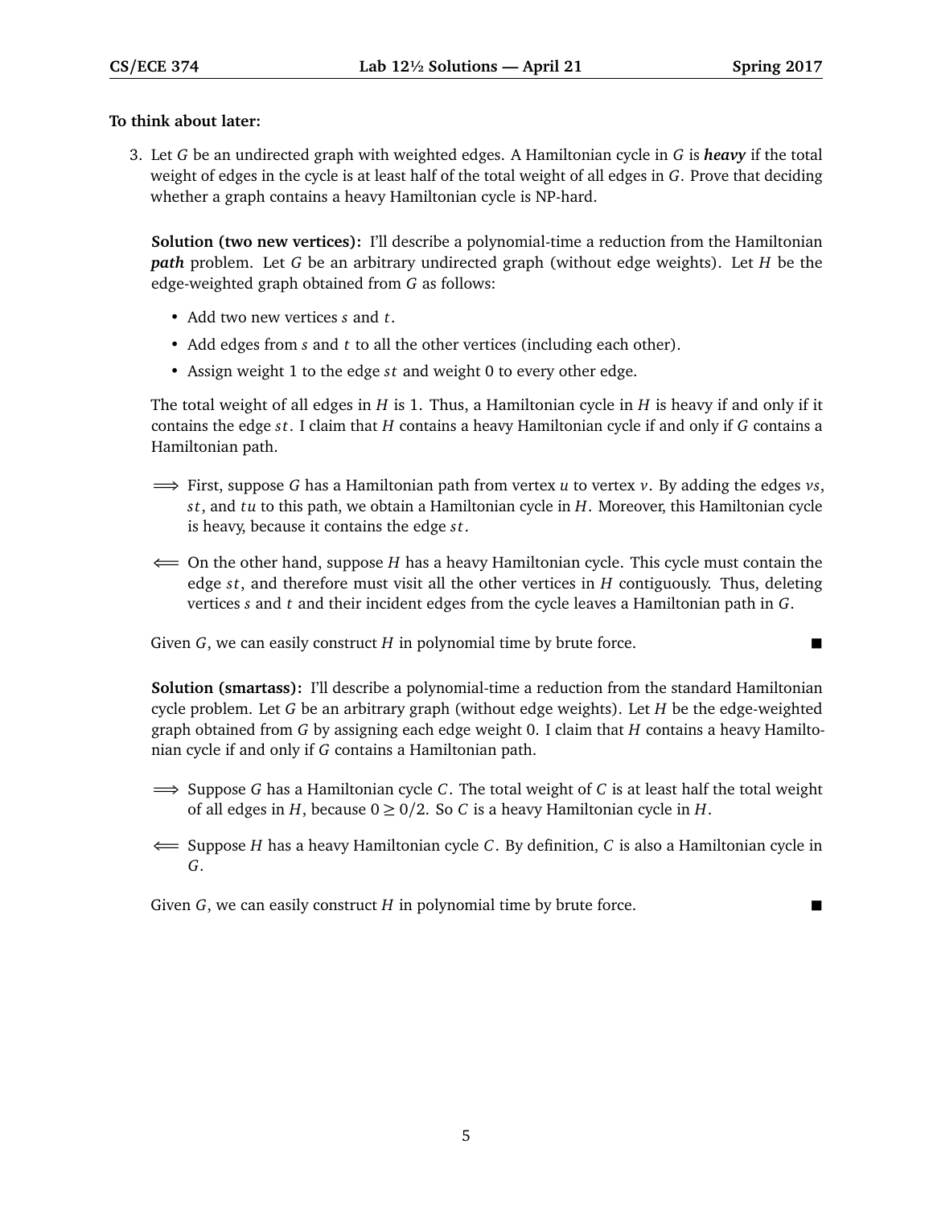**To think about later:**

3. Let $G$ be an undirected graph with weighted edges. A Hamiltonian cycle in $G$ is ***heavy*** if the total weight of edges in the cycle is at least half of the total weight of all edges in $G$. Prove that deciding whether a graph contains a heavy Hamiltonian cycle is NP-hard.

   **Solution (two new vertices):** I'll describe a polynomial-time a reduction from the Hamiltonian ***path*** problem. Let $G$ be an arbitrary undirected graph (without edge weights). Let $H$ be the edge-weighted graph obtained from $G$ as follows:

   - Add two new vertices $s$ and $t$.
   - Add edges from $s$ and $t$ to all the other vertices (including each other).
   - Assign weight 1 to the edge $st$ and weight 0 to every other edge.

   The total weight of all edges in $H$ is 1. Thus, a Hamiltonian cycle in $H$ is heavy if and only if it contains the edge $st$. I claim that $H$ contains a heavy Hamiltonian cycle if and only if $G$ contains a Hamiltonian path.

   $\Longrightarrow$ First, suppose $G$ has a Hamiltonian path from vertex $u$ to vertex $v$. By adding the edges $vs$, $st$, and $tu$ to this path, we obtain a Hamiltonian cycle in $H$. Moreover, this Hamiltonian cycle is heavy, because it contains the edge $st$.

   $\Longleftarrow$ On the other hand, suppose $H$ has a heavy Hamiltonian cycle. This cycle must contain the edge $st$, and therefore must visit all the other vertices in $H$ contiguously. Thus, deleting vertices $s$ and $t$ and their incident edges from the cycle leaves a Hamiltonian path in $G$.

   Given $G$, we can easily construct $H$ in polynomial time by brute force. ■

   **Solution (smartass):** I'll describe a polynomial-time a reduction from the standard Hamiltonian cycle problem. Let $G$ be an arbitrary graph (without edge weights). Let $H$ be the edge-weighted graph obtained from $G$ by assigning each edge weight 0. I claim that $H$ contains a heavy Hamiltonian cycle if and only if $G$ contains a Hamiltonian path.

   $\Longrightarrow$ Suppose $G$ has a Hamiltonian cycle $C$. The total weight of $C$ is at least half the total weight of all edges in $H$, because $0 \geq 0/2$. So $C$ is a heavy Hamiltonian cycle in $H$.

   $\Longleftarrow$ Suppose $H$ has a heavy Hamiltonian cycle $C$. By definition, $C$ is also a Hamiltonian cycle in $G$.

   Given $G$, we can easily construct $H$ in polynomial time by brute force. ■